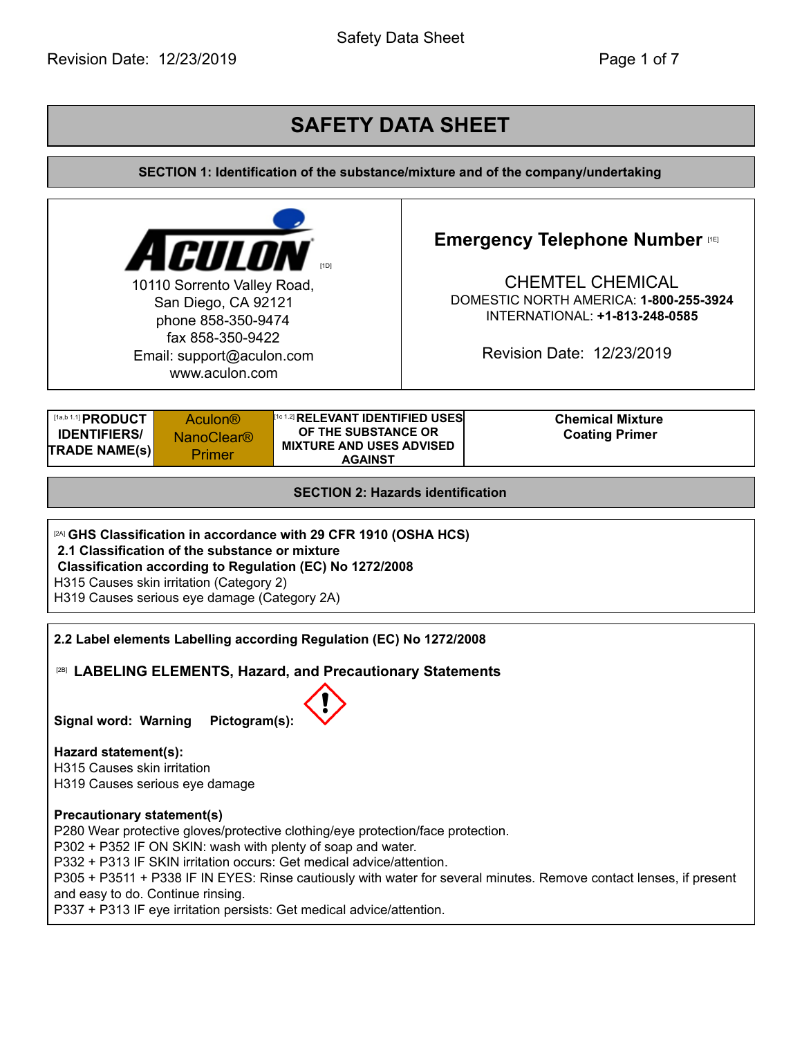# SAFETY DATA SHEET

## SECTION 1: Identification of the substance/mixture and of the company/undertaking

| ACULON [1D] | Emergency Telephone Number [1E] |
|---|---|
| 10110 Sorrento Valley Road, San Diego, CA 92121 phone 858-350-9474 fax 858-350-9422 Email: support@aculon.com www.aculon.com | CHEMTEL CHEMICAL DOMESTIC NORTH AMERICA: **1-800-255-3924** INTERNATIONAL: **+1-813-248-0585** Revision Date: 12/23/2019 |

| [1a,b 1.1] **PRODUCT IDENTIFIERS/ TRADE NAME(s)** | Aculon® NanoClear® Primer | [1c 1.2] **RELEVANT IDENTIFIED USES OF THE SUBSTANCE OR MIXTURE AND USES ADVISED AGAINST** | **Chemical Mixture Coating Primer** |
|---|---|---|---|

## SECTION 2: Hazards identification

[2A] **GHS Classification in accordance with 29 CFR 1910 (OSHA HCS)**
**2.1 Classification of the substance or mixture**
**Classification according to Regulation (EC) No 1272/2008**
H315 Causes skin irritation (Category 2)
H319 Causes serious eye damage (Category 2A)

**2.2 Label elements Labelling according Regulation (EC) No 1272/2008**

[2B] **LABELING ELEMENTS, Hazard, and Precautionary Statements**

**Signal word: Warning** **Pictogram(s):**

**Hazard statement(s):**
H315 Causes skin irritation
H319 Causes serious eye damage

**Precautionary statement(s)**
P280 Wear protective gloves/protective clothing/eye protection/face protection.
P302 + P352 IF ON SKIN: wash with plenty of soap and water.
P332 + P313 IF SKIN irritation occurs: Get medical advice/attention.
P305 + P3511 + P338 IF IN EYES: Rinse cautiously with water for several minutes. Remove contact lenses, if present and easy to do. Continue rinsing.
P337 + P313 IF eye irritation persists: Get medical advice/attention.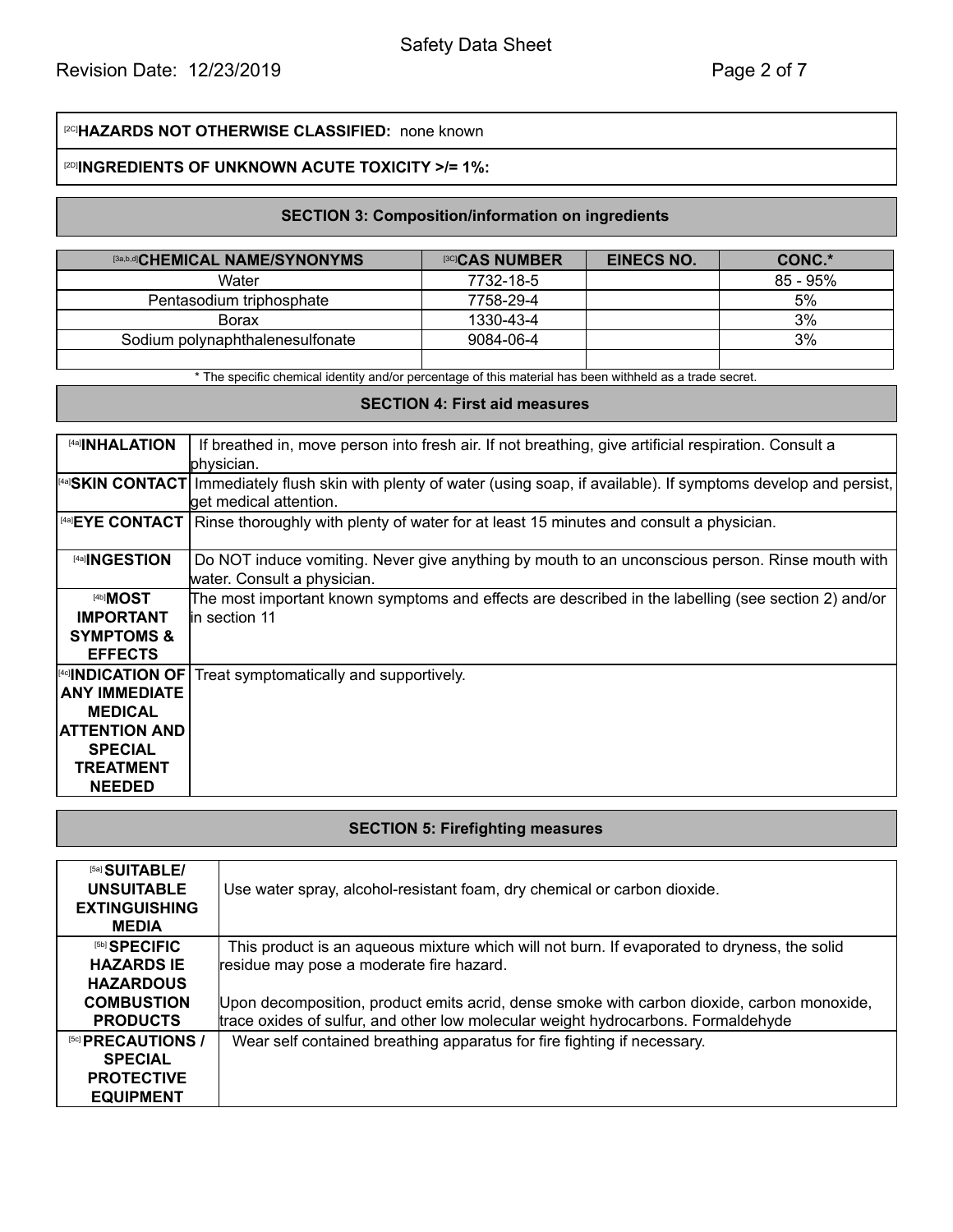[2C]**HAZARDS NOT OTHERWISE CLASSIFIED:** none known

[2D]**INGREDIENTS OF UNKNOWN ACUTE TOXICITY >/= 1%:**

## SECTION 3: Composition/information on ingredients

| [3a,b,d]CHEMICAL NAME/SYNONYMS | [3C]CAS NUMBER | EINECS NO. | CONC.* |
|---|---|---|---|
| Water | 7732-18-5 | | 85 - 95% |
| Pentasodium triphosphate | 7758-29-4 | | 5% |
| Borax | 1330-43-4 | | 3% |
| Sodium polynaphthalenesulfonate | 9084-06-4 | | 3% |
| | | | |

* The specific chemical identity and/or percentage of this material has been withheld as a trade secret.

## SECTION 4: First aid measures

| | |
|---|---|
| [4a]**INHALATION** | If breathed in, move person into fresh air. If not breathing, give artificial respiration. Consult a physician. |
| [4a]**SKIN CONTACT** | Immediately flush skin with plenty of water (using soap, if available). If symptoms develop and persist, get medical attention. |
| [4a]**EYE CONTACT** | Rinse thoroughly with plenty of water for at least 15 minutes and consult a physician. |
| [4a]**INGESTION** | Do NOT induce vomiting. Never give anything by mouth to an unconscious person. Rinse mouth with water. Consult a physician. |
| [4b]**MOST IMPORTANT SYMPTOMS & EFFECTS** | The most important known symptoms and effects are described in the labelling (see section 2) and/or in section 11 |
| [4c]**INDICATION OF ANY IMMEDIATE MEDICAL ATTENTION AND SPECIAL TREATMENT NEEDED** | Treat symptomatically and supportively. |

## SECTION 5: Firefighting measures

| | |
|---|---|
| [5a] **SUITABLE/ UNSUITABLE EXTINGUISHING MEDIA** | Use water spray, alcohol-resistant foam, dry chemical or carbon dioxide. |
| [5b] **SPECIFIC HAZARDS IE HAZARDOUS COMBUSTION PRODUCTS** | This product is an aqueous mixture which will not burn. If evaporated to dryness, the solid residue may pose a moderate fire hazard.<br><br>Upon decomposition, product emits acrid, dense smoke with carbon dioxide, carbon monoxide, trace oxides of sulfur, and other low molecular weight hydrocarbons. Formaldehyde |
| [5c] **PRECAUTIONS / SPECIAL PROTECTIVE EQUIPMENT** | Wear self contained breathing apparatus for fire fighting if necessary. |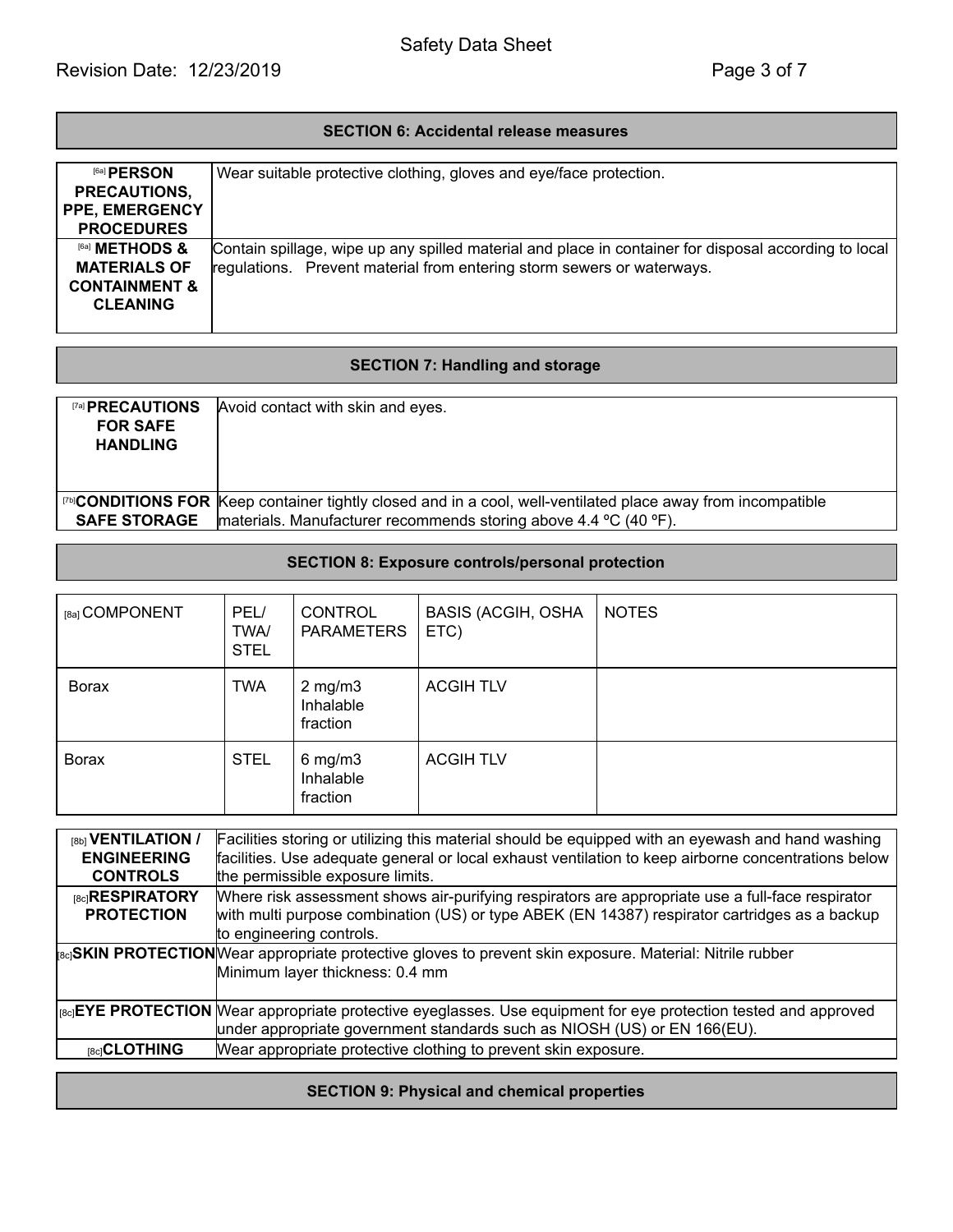## SECTION 6: Accidental release measures

| | |
|---|---|
| [6a] **PERSON PRECAUTIONS, PPE, EMERGENCY PROCEDURES** | Wear suitable protective clothing, gloves and eye/face protection. |
| [6a] **METHODS & MATERIALS OF CONTAINMENT & CLEANING** | Contain spillage, wipe up any spilled material and place in container for disposal according to local regulations. Prevent material from entering storm sewers or waterways. |

## SECTION 7: Handling and storage

| | |
|---|---|
| [7a] **PRECAUTIONS FOR SAFE HANDLING** | Avoid contact with skin and eyes. |
| [7b] **CONDITIONS FOR SAFE STORAGE** | Keep container tightly closed and in a cool, well-ventilated place away from incompatible materials. Manufacturer recommends storing above 4.4 ºC (40 ºF). |

## SECTION 8: Exposure controls/personal protection

| [8a] COMPONENT | PEL/ TWA/ STEL | CONTROL PARAMETERS | BASIS (ACGIH, OSHA ETC) | NOTES |
|---|---|---|---|---|
| Borax | TWA | 2 mg/m3 Inhalable fraction | ACGIH TLV | |
| Borax | STEL | 6 mg/m3 Inhalable fraction | ACGIH TLV | |

| | |
|---|---|
| [8b] **VENTILATION / ENGINEERING CONTROLS** | Facilities storing or utilizing this material should be equipped with an eyewash and hand washing facilities. Use adequate general or local exhaust ventilation to keep airborne concentrations below the permissible exposure limits. |
| [8c] **RESPIRATORY PROTECTION** | Where risk assessment shows air-purifying respirators are appropriate use a full-face respirator with multi purpose combination (US) or type ABEK (EN 14387) respirator cartridges as a backup to engineering controls. |
| [8c] **SKIN PROTECTION** | Wear appropriate protective gloves to prevent skin exposure. Material: Nitrile rubber Minimum layer thickness: 0.4 mm |
| [8c] **EYE PROTECTION** | Wear appropriate protective eyeglasses. Use equipment for eye protection tested and approved under appropriate government standards such as NIOSH (US) or EN 166(EU). |
| [8c] **CLOTHING** | Wear appropriate protective clothing to prevent skin exposure. |

## SECTION 9: Physical and chemical properties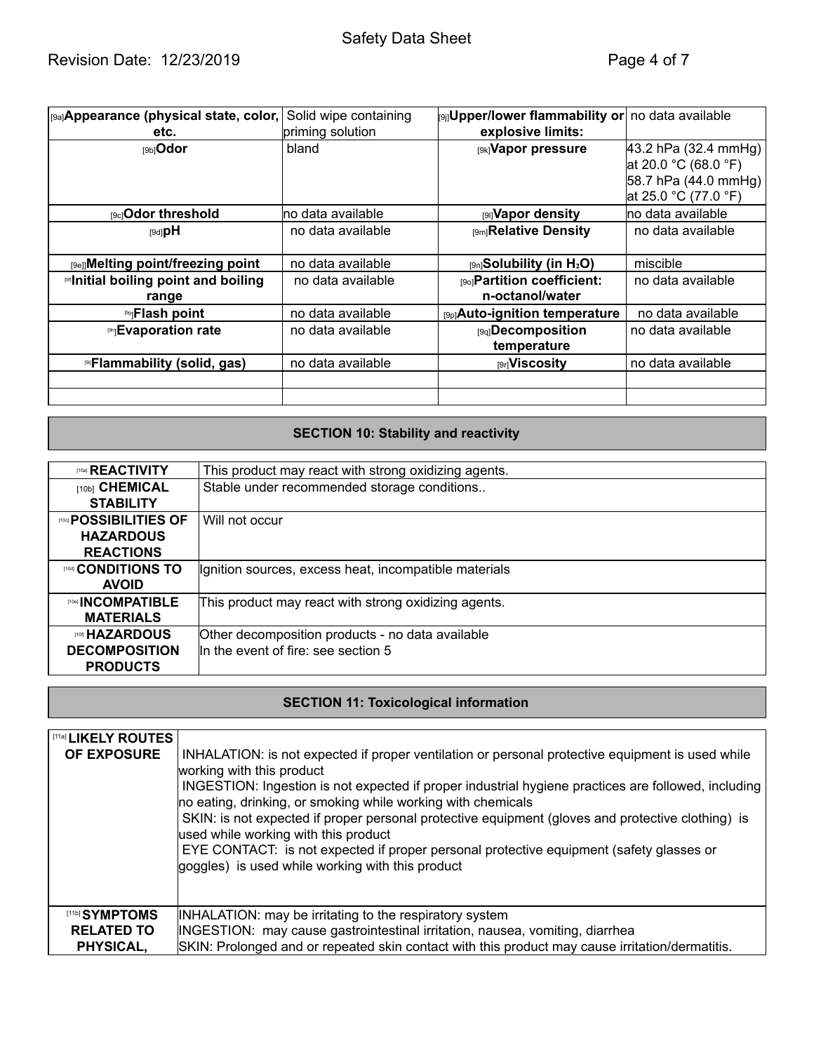| [9a]**Appearance (physical state, color, etc.** | Solid wipe containing priming solution | [9j]**Upper/lower flammability or explosive limits:** | no data available |
|---|---|---|---|
| [9b]**Odor** | bland | [9k]**Vapor pressure** | 43.2 hPa (32.4 mmHg) at 20.0 °C (68.0 °F) 58.7 hPa (44.0 mmHg) at 25.0 °C (77.0 °F) |
| [9c]**Odor threshold** | no data available | [9l]**Vapor density** | no data available |
| [9d]**pH** | no data available | [9m]**Relative Density** | no data available |
| [9e]**Melting point/freezing point** | no data available | [9n]**Solubility (in $H_2O$)** | miscible |
| [9f]**Initial boiling point and boiling range** | no data available | [9o]**Partition coefficient: n-octanol/water** | no data available |
| [9g]**Flash point** | no data available | [9p]**Auto-ignition temperature** | no data available |
| [9h]**Evaporation rate** | no data available | [9q]**Decomposition temperature** | no data available |
| [9i]**Flammability (solid, gas)** | no data available | [9r]**Viscosity** | no data available |
| | | | |
| | | | |

## SECTION 10: Stability and reactivity

| | |
|---|---|
| [10a] **REACTIVITY** | This product may react with strong oxidizing agents. |
| [10b] **CHEMICAL STABILITY** | Stable under recommended storage conditions.. |
| [10c] **POSSIBILITIES OF HAZARDOUS REACTIONS** | Will not occur |
| [10d] **CONDITIONS TO AVOID** | Ignition sources, excess heat, incompatible materials |
| [10e] **INCOMPATIBLE MATERIALS** | This product may react with strong oxidizing agents. |
| [10f] **HAZARDOUS DECOMPOSITION PRODUCTS** | Other decomposition products - no data available<br>In the event of fire: see section 5 |

## SECTION 11: Toxicological information

| | |
|---|---|
| [11a] **LIKELY ROUTES OF EXPOSURE** | INHALATION: is not expected if proper ventilation or personal protective equipment is used while working with this product<br>INGESTION: Ingestion is not expected if proper industrial hygiene practices are followed, including no eating, drinking, or smoking while working with chemicals<br>SKIN: is not expected if proper personal protective equipment (gloves and protective clothing) is used while working with this product<br>EYE CONTACT: is not expected if proper personal protective equipment (safety glasses or goggles) is used while working with this product |
| [11b] **SYMPTOMS RELATED TO PHYSICAL,** | INHALATION: may be irritating to the respiratory system<br>INGESTION: may cause gastrointestinal irritation, nausea, vomiting, diarrhea<br>SKIN: Prolonged and or repeated skin contact with this product may cause irritation/dermatitis. |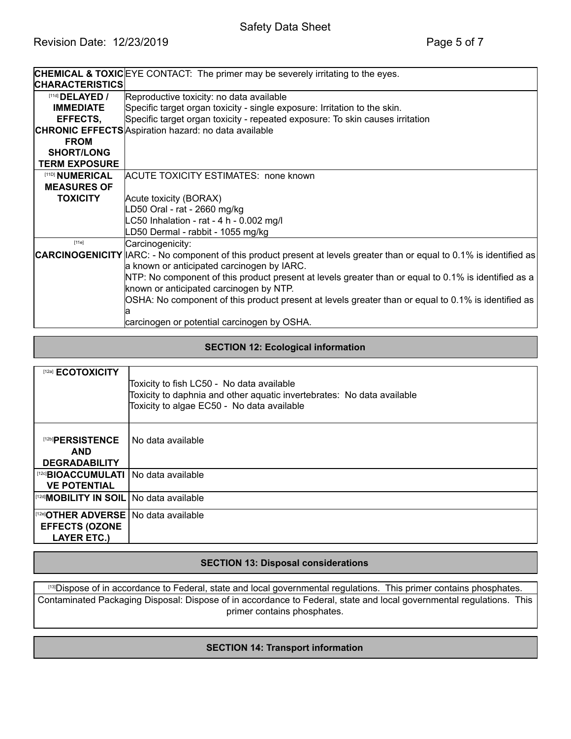| | |
|---|---|
| **CHEMICAL & TOXIC CHARACTERISTICS** | EYE CONTACT: The primer may be severely irritating to the eyes. |
| [11d] **DELAYED / IMMEDIATE EFFECTS, CHRONIC EFFECTS FROM SHORT/LONG TERM EXPOSURE** | Reproductive toxicity: no data available<br>Specific target organ toxicity - single exposure: Irritation to the skin.<br>Specific target organ toxicity - repeated exposure: To skin causes irritation<br>Aspiration hazard: no data available |
| [11D] **NUMERICAL MEASURES OF TOXICITY** | ACUTE TOXICITY ESTIMATES: none known<br><br>Acute toxicity (BORAX)<br>LD50 Oral - rat - 2660 mg/kg<br>LC50 Inhalation - rat - 4 h - 0.002 mg/l<br>LD50 Dermal - rabbit - 1055 mg/kg |
| [11e] **CARCINOGENICITY** | Carcinogenicity:<br>IARC: - No component of this product present at levels greater than or equal to 0.1% is identified as a known or anticipated carcinogen by IARC.<br>NTP: No component of this product present at levels greater than or equal to 0.1% is identified as a known or anticipated carcinogen by NTP.<br>OSHA: No component of this product present at levels greater than or equal to 0.1% is identified as a carcinogen or potential carcinogen by OSHA. |

## SECTION 12: Ecological information

| | |
|---|---|
| [12a] **ECOTOXICITY** | Toxicity to fish LC50 - No data available<br>Toxicity to daphnia and other aquatic invertebrates: No data available<br>Toxicity to algae EC50 - No data available |
| [12b] **PERSISTENCE AND DEGRADABILITY** | No data available |
| [12c] **BIOACCUMULATIVE POTENTIAL** | No data available |
| [12d] **MOBILITY IN SOIL** | No data available |
| [12e] **OTHER ADVERSE EFFECTS (OZONE LAYER ETC.)** | No data available |

## SECTION 13: Disposal considerations

[13] Dispose of in accordance to Federal, state and local governmental regulations. This primer contains phosphates.

Contaminated Packaging Disposal: Dispose of in accordance to Federal, state and local governmental regulations. This primer contains phosphates.

## SECTION 14: Transport information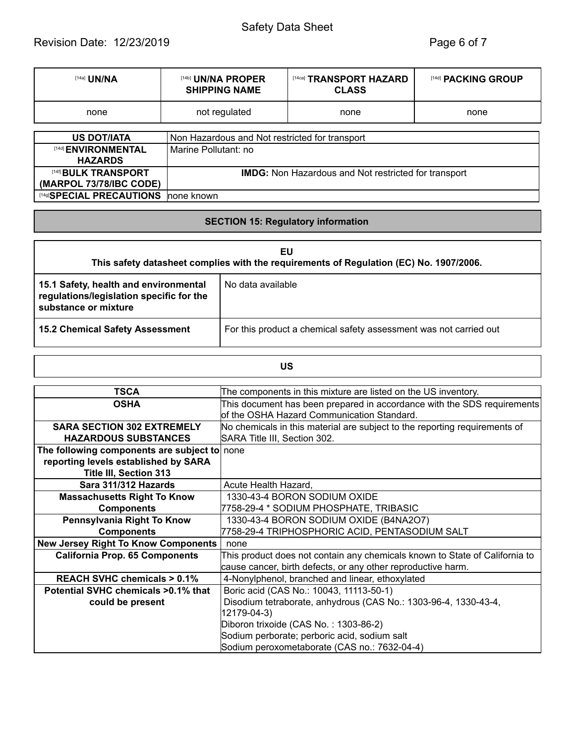| [14a] UN/NA | [14b] UN/NA PROPER SHIPPING NAME | [14ca] TRANSPORT HAZARD CLASS | [14d] PACKING GROUP |
|---|---|---|---|
| none | not regulated | none | none |

| | |
|---|---|
| **US DOT/IATA** | Non Hazardous and Not restricted for transport |
| [14d] **ENVIRONMENTAL HAZARDS** | Marine Pollutant: no |
| [14f] **BULK TRANSPORT (MARPOL 73/78/IBC CODE)** | **IMDG:** Non Hazardous and Not restricted for transport |
| [14g] **SPECIAL PRECAUTIONS** | none known |

## SECTION 15: Regulatory information

**EU**

**This safety datasheet complies with the requirements of Regulation (EC) No. 1907/2006.**

| | |
|---|---|
| **15.1 Safety, health and environmental regulations/legislation specific for the substance or mixture** | No data available |
| **15.2 Chemical Safety Assessment** | For this product a chemical safety assessment was not carried out |

**US**

| | |
|---|---|
| **TSCA** | The components in this mixture are listed on the US inventory. |
| **OSHA** | This document has been prepared in accordance with the SDS requirements of the OSHA Hazard Communication Standard. |
| **SARA SECTION 302 EXTREMELY HAZARDOUS SUBSTANCES** | No chemicals in this material are subject to the reporting requirements of SARA Title III, Section 302. |
| **The following components are subject to reporting levels established by SARA Title III, Section 313** | none |
| **Sara 311/312 Hazards** | Acute Health Hazard, |
| **Massachusetts Right To Know Components** | 1330-43-4 BORON SODIUM OXIDE<br>7758-29-4 * SODIUM PHOSPHATE, TRIBASIC |
| **Pennsylvania Right To Know Components** | 1330-43-4 BORON SODIUM OXIDE (B4NA2O7)<br>7758-29-4 TRIPHOSPHORIC ACID, PENTASODIUM SALT |
| **New Jersey Right To Know Components** | none |
| **California Prop. 65 Components** | This product does not contain any chemicals known to State of California to cause cancer, birth defects, or any other reproductive harm. |
| **REACH SVHC chemicals > 0.1%** | 4-Nonylphenol, branched and linear, ethoxylated |
| **Potential SVHC chemicals >0.1% that could be present** | Boric acid (CAS No.: 10043, 11113-50-1)<br>Disodium tetraborate, anhydrous (CAS No.: 1303-96-4, 1330-43-4, 12179-04-3)<br>Diboron trixoide (CAS No. : 1303-86-2)<br>Sodium perborate; perboric acid, sodium salt<br>Sodium peroxometaborate (CAS no.: 7632-04-4) |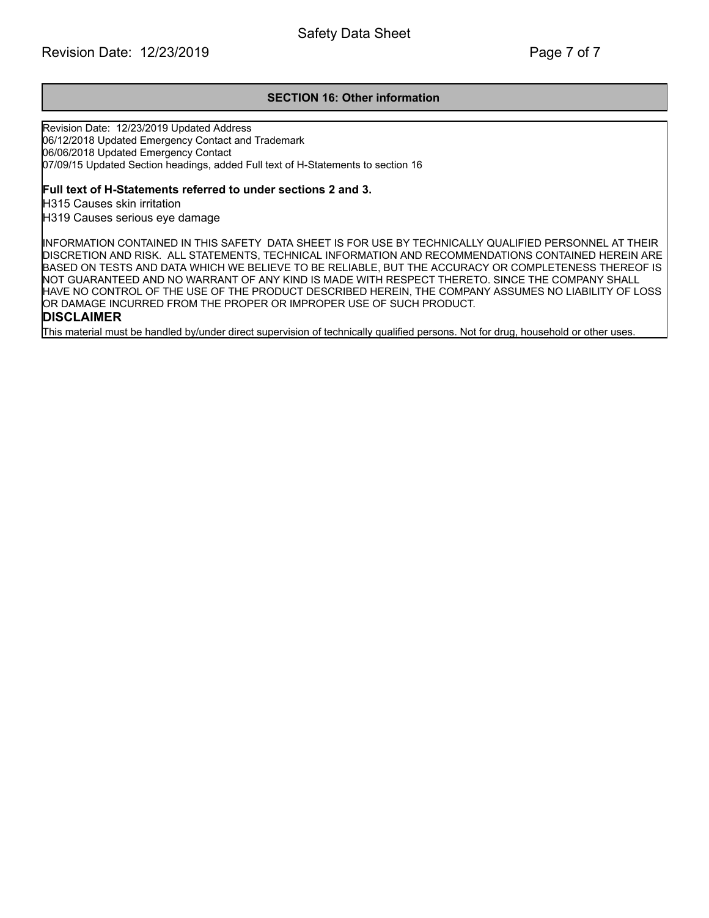## SECTION 16: Other information

Revision Date: 12/23/2019 Updated Address
06/12/2018 Updated Emergency Contact and Trademark
06/06/2018 Updated Emergency Contact
07/09/15 Updated Section headings, added Full text of H-Statements to section 16

**Full text of H-Statements referred to under sections 2 and 3.**

H315 Causes skin irritation
H319 Causes serious eye damage

INFORMATION CONTAINED IN THIS SAFETY DATA SHEET IS FOR USE BY TECHNICALLY QUALIFIED PERSONNEL AT THEIR DISCRETION AND RISK. ALL STATEMENTS, TECHNICAL INFORMATION AND RECOMMENDATIONS CONTAINED HEREIN ARE BASED ON TESTS AND DATA WHICH WE BELIEVE TO BE RELIABLE, BUT THE ACCURACY OR COMPLETENESS THEREOF IS NOT GUARANTEED AND NO WARRANT OF ANY KIND IS MADE WITH RESPECT THERETO. SINCE THE COMPANY SHALL HAVE NO CONTROL OF THE USE OF THE PRODUCT DESCRIBED HEREIN, THE COMPANY ASSUMES NO LIABILITY OF LOSS OR DAMAGE INCURRED FROM THE PROPER OR IMPROPER USE OF SUCH PRODUCT.

**DISCLAIMER**

This material must be handled by/under direct supervision of technically qualified persons. Not for drug, household or other uses.